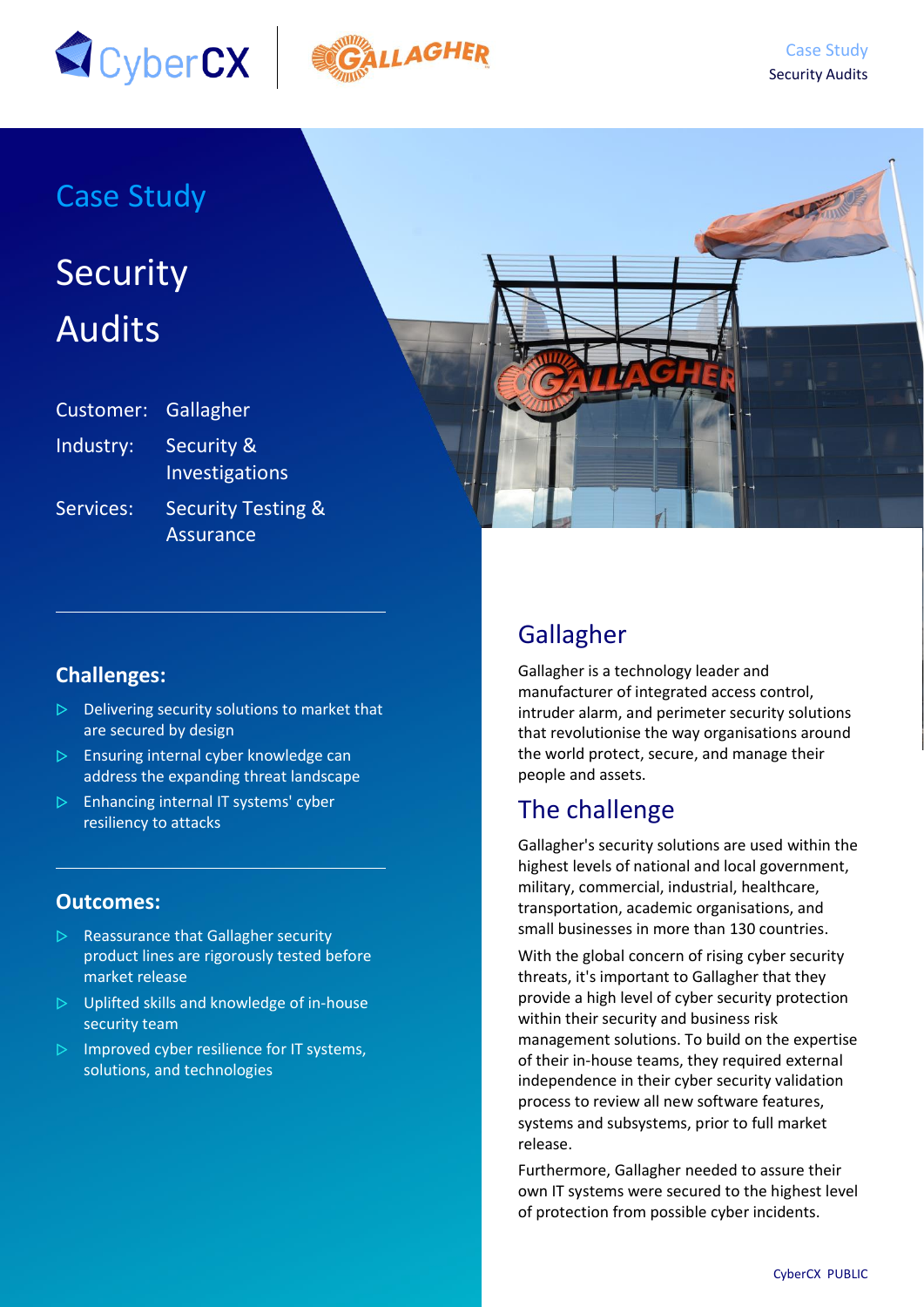# Case Study

# Security Audits

Customer: Gallagher

Industry: Security & Investigations

Services: Security Testing & Assurance

## Challenges:

- Delivering security solutions to market that are secured by design
- Ensuring internal cyber knowledge can address the expanding threat landscape
- Enhancing internal IT systems' cyber resiliency to attacks

## Outcomes:

- Reassurance that Gallagher security product lines are rigorously tested before market release
- Uplifted skills and knowledge of in-house security team
- Improved cyber resilience for IT systems, solutions, and technologies

## Gallagher

Gallagher is a technology leader and manufacturer of integrated access control, intruder alarm, and perimeter security solutions that revolutionise the way organisations around the world protect, secure, and manage their people and assets.

## The challenge

Gallagher's security solutions are used within the highest levels of national and local government, military, commercial, industrial, healthcare, transportation, academic organisations, and small businesses in more than 130 countries.

With the global concern of rising cyber security threats, it's important to Gallagher that they provide a high level of cyber security protection within their security and business risk management solutions. To build on the expertise of their in-house teams, they required external independence in their cyber security validation process to review all new software features, systems and subsystems, prior to full market release.

Furthermore, Gallagher needed to assure their own IT systems were secured to the highest level of protection from possible cyber incidents.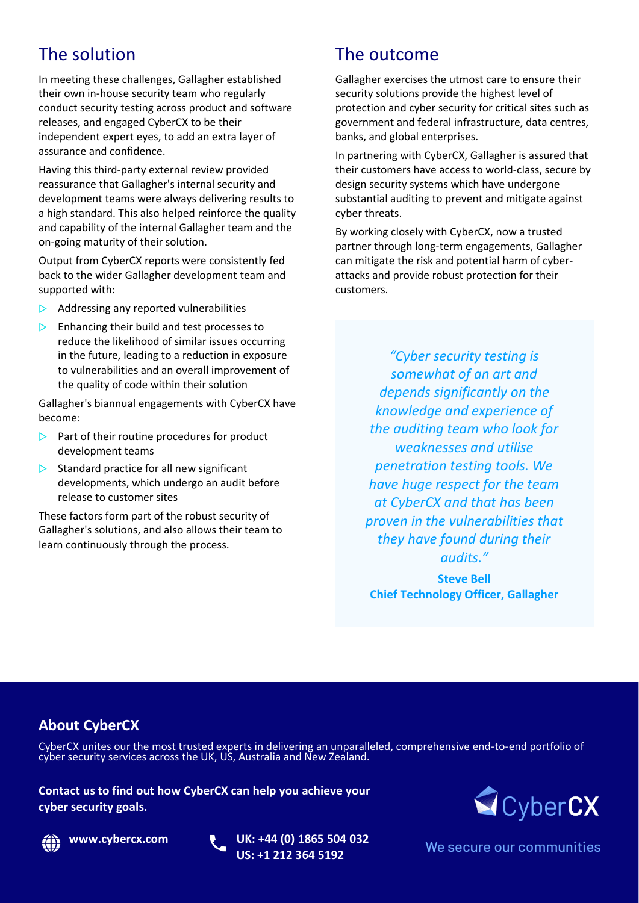## The solution

In meeting these challenges, Gallagher established their own in-house security team who regularly conduct security testing across product and software releases, and engaged CyberCX to be their independent expert eyes, to add an extra layer of assurance and confidence.

Having this third-party external review provided reassurance that Gallagher's internal security and development teams were always delivering results to a high standard. This also helped reinforce the quality and capability of the internal Gallagher team and the on-going maturity of their solution.

Output from CyberCX reports were consistently fed back to the wider Gallagher development team and supported with:

- Addressing any reported vulnerabilities
- Enhancing their build and test processes to reduce the likelihood of similar issues occurring in the future, leading to a reduction in exposure to vulnerabilities and an overall improvement of the quality of code within their solution

Gallagher's biannual engagements with CyberCX have become:

- Part of their routine procedures for product development teams
- Standard practice for all new significant developments, which undergo an audit before release to customer sites

These factors form part of the robust security of Gallagher's solutions, and also allows their team to learn continuously through the process.

## The outcome

Gallagher exercises the utmost care to ensure their security solutions provide the highest level of protection and cyber security for critical sites such as government and federal infrastructure, data centres, banks, and global enterprises.

In partnering with CyberCX, Gallagher is assured that their customers have access to world-class, secure by design security systems which have undergone substantial auditing to prevent and mitigate against cyber threats.

By working closely with CyberCX, now a trusted partner through long-term engagements, Gallagher can mitigate the risk and potential harm of cyber-attacks and provide robust protection for their customers.

> *"Cyber security testing is somewhat of an art and depends significantly on the knowledge and experience of the auditing team who look for weaknesses and utilise penetration testing tools. We have huge respect for the team at CyberCX and that has been proven in the vulnerabilities that they have found during their audits."*
>
> **Steve Bell**
> **Chief Technology Officer, Gallagher**

### About CyberCX

CyberCX unites our the most trusted experts in delivering an unparalleled, comprehensive end-to-end portfolio of cyber security services across the UK, US, Australia and New Zealand.

**Contact us to find out how CyberCX can help you achieve your cyber security goals.**

**www.cybercx.com**

**UK: +44 (0) 1865 504 032**
**US: +1 212 364 5192**

CyberCX

We secure our communities